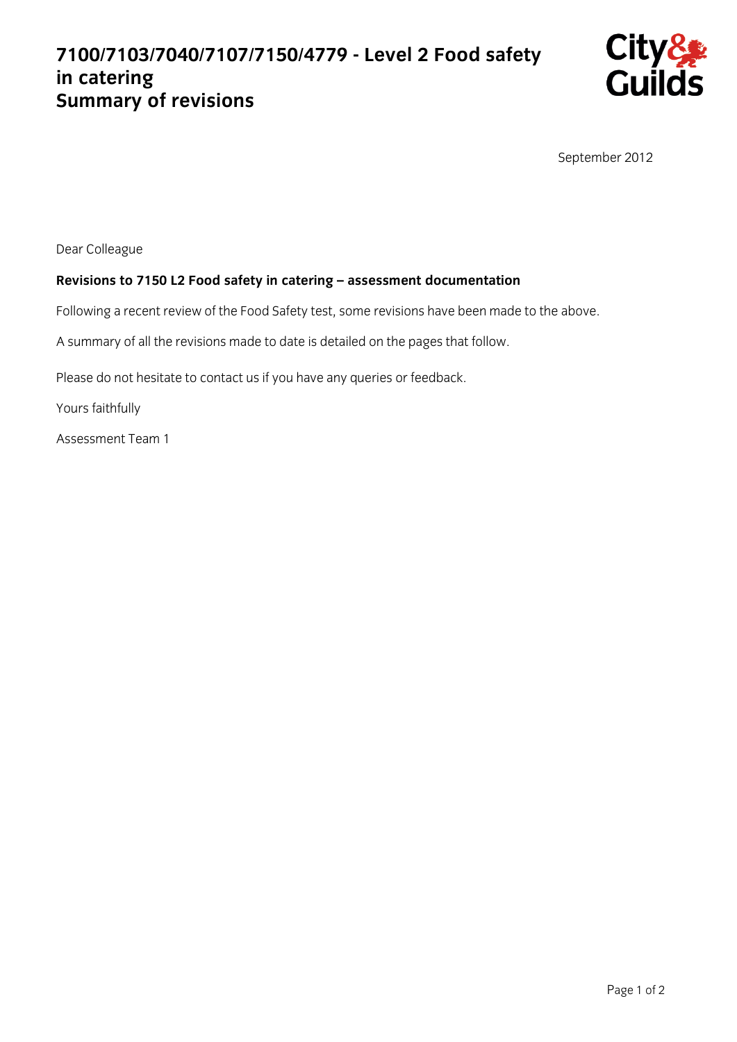# 7100/7103/7040/7107/7150/4779 - Level 2 Food safety in catering
# Summary of revisions

September 2012

Dear Colleague

**Revisions to 7150 L2 Food safety in catering – assessment documentation**

Following a recent review of the Food Safety test, some revisions have been made to the above.

A summary of all the revisions made to date is detailed on the pages that follow.

Please do not hesitate to contact us if you have any queries or feedback.

Yours faithfully

Assessment Team 1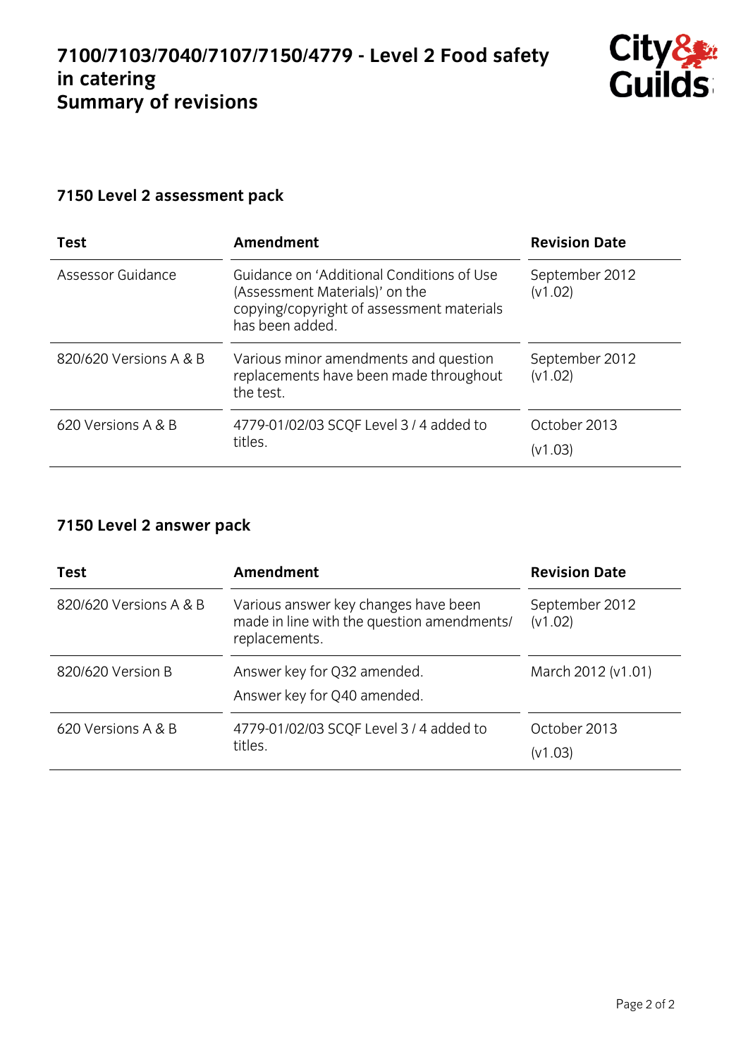# 7100/7103/7040/7107/7150/4779 - Level 2 Food safety in catering Summary of revisions

## 7150 Level 2 assessment pack

| Test | Amendment | Revision Date |
| --- | --- | --- |
| Assessor Guidance | Guidance on 'Additional Conditions of Use (Assessment Materials)' on the copying/copyright of assessment materials has been added. | September 2012 (v1.02) |
| 820/620 Versions A & B | Various minor amendments and question replacements have been made throughout the test. | September 2012 (v1.02) |
| 620 Versions A & B | 4779-01/02/03 SCQF Level 3 / 4 added to titles. | October 2013 (v1.03) |

## 7150 Level 2 answer pack

| Test | Amendment | Revision Date |
| --- | --- | --- |
| 820/620 Versions A & B | Various answer key changes have been made in line with the question amendments/ replacements. | September 2012 (v1.02) |
| 820/620 Version B | Answer key for Q32 amended. Answer key for Q40 amended. | March 2012 (v1.01) |
| 620 Versions A & B | 4779-01/02/03 SCQF Level 3 / 4 added to titles. | October 2013 (v1.03) |